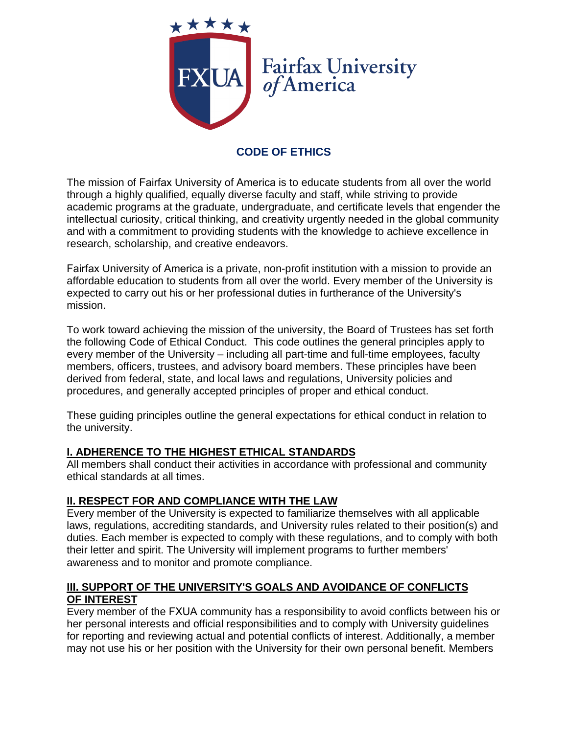Fairfax University of America

# CODE OF ETHICS

The mission of Fairfax University of America is to educate students from all over the world through a highly qualified, equally diverse faculty and staff, while striving to provide academic programs at the graduate, undergraduate, and certificate levels that engender the intellectual curiosity, critical thinking, and creativity urgently needed in the global community and with a commitment to providing students with the knowledge to achieve excellence in research, scholarship, and creative endeavors.

Fairfax University of America is a private, non-profit institution with a mission to provide an affordable education to students from all over the world. Every member of the University is expected to carry out his or her professional duties in furtherance of the University's mission.

To work toward achieving the mission of the university, the Board of Trustees has set forth the following Code of Ethical Conduct. This code outlines the general principles apply to every member of the University – including all part-time and full-time employees, faculty members, officers, trustees, and advisory board members. These principles have been derived from federal, state, and local laws and regulations, University policies and procedures, and generally accepted principles of proper and ethical conduct.

These guiding principles outline the general expectations for ethical conduct in relation to the university.

## I. ADHERENCE TO THE HIGHEST ETHICAL STANDARDS

All members shall conduct their activities in accordance with professional and community ethical standards at all times.

## II. RESPECT FOR AND COMPLIANCE WITH THE LAW

Every member of the University is expected to familiarize themselves with all applicable laws, regulations, accrediting standards, and University rules related to their position(s) and duties. Each member is expected to comply with these regulations, and to comply with both their letter and spirit. The University will implement programs to further members' awareness and to monitor and promote compliance.

## III. SUPPORT OF THE UNIVERSITY'S GOALS AND AVOIDANCE OF CONFLICTS OF INTEREST

Every member of the FXUA community has a responsibility to avoid conflicts between his or her personal interests and official responsibilities and to comply with University guidelines for reporting and reviewing actual and potential conflicts of interest. Additionally, a member may not use his or her position with the University for their own personal benefit. Members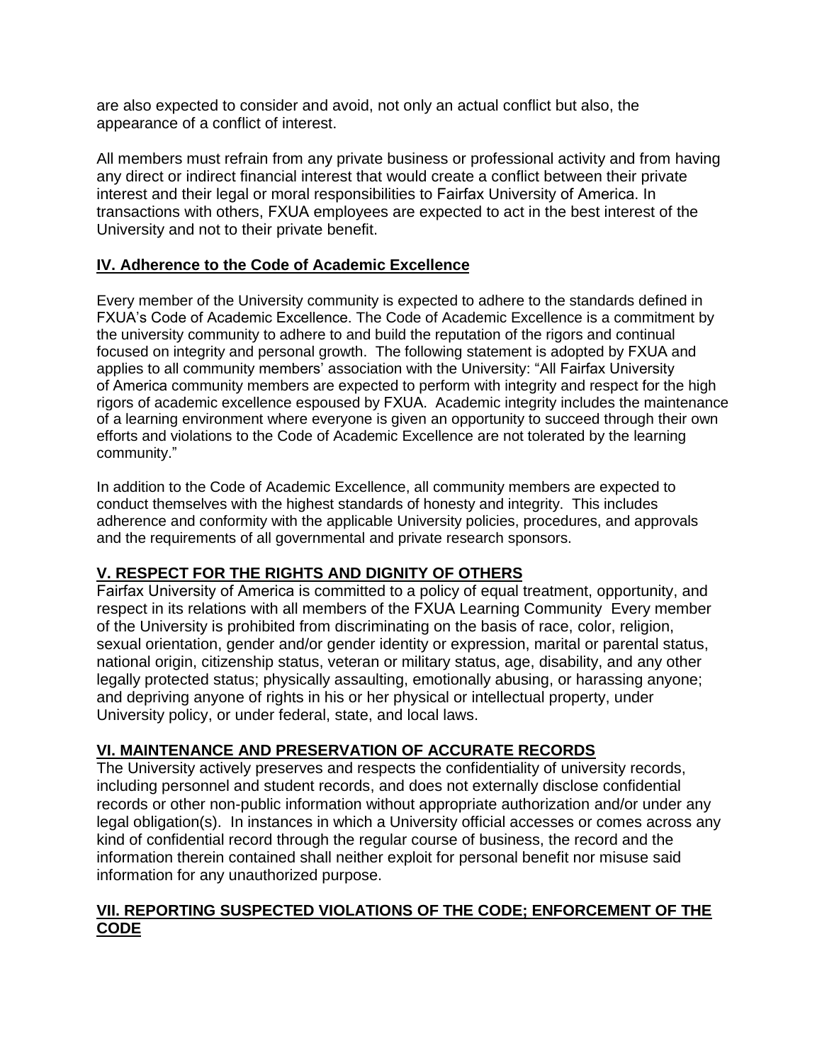are also expected to consider and avoid, not only an actual conflict but also, the appearance of a conflict of interest.

All members must refrain from any private business or professional activity and from having any direct or indirect financial interest that would create a conflict between their private interest and their legal or moral responsibilities to Fairfax University of America. In transactions with others, FXUA employees are expected to act in the best interest of the University and not to their private benefit.

## IV. Adherence to the Code of Academic Excellence

Every member of the University community is expected to adhere to the standards defined in FXUA's Code of Academic Excellence. The Code of Academic Excellence is a commitment by the university community to adhere to and build the reputation of the rigors and continual focused on integrity and personal growth. The following statement is adopted by FXUA and applies to all community members' association with the University: "All Fairfax University of America community members are expected to perform with integrity and respect for the high rigors of academic excellence espoused by FXUA. Academic integrity includes the maintenance of a learning environment where everyone is given an opportunity to succeed through their own efforts and violations to the Code of Academic Excellence are not tolerated by the learning community."

In addition to the Code of Academic Excellence, all community members are expected to conduct themselves with the highest standards of honesty and integrity. This includes adherence and conformity with the applicable University policies, procedures, and approvals and the requirements of all governmental and private research sponsors.

## V. RESPECT FOR THE RIGHTS AND DIGNITY OF OTHERS

Fairfax University of America is committed to a policy of equal treatment, opportunity, and respect in its relations with all members of the FXUA Learning Community Every member of the University is prohibited from discriminating on the basis of race, color, religion, sexual orientation, gender and/or gender identity or expression, marital or parental status, national origin, citizenship status, veteran or military status, age, disability, and any other legally protected status; physically assaulting, emotionally abusing, or harassing anyone; and depriving anyone of rights in his or her physical or intellectual property, under University policy, or under federal, state, and local laws.

## VI. MAINTENANCE AND PRESERVATION OF ACCURATE RECORDS

The University actively preserves and respects the confidentiality of university records, including personnel and student records, and does not externally disclose confidential records or other non-public information without appropriate authorization and/or under any legal obligation(s). In instances in which a University official accesses or comes across any kind of confidential record through the regular course of business, the record and the information therein contained shall neither exploit for personal benefit nor misuse said information for any unauthorized purpose.

## VII. REPORTING SUSPECTED VIOLATIONS OF THE CODE; ENFORCEMENT OF THE CODE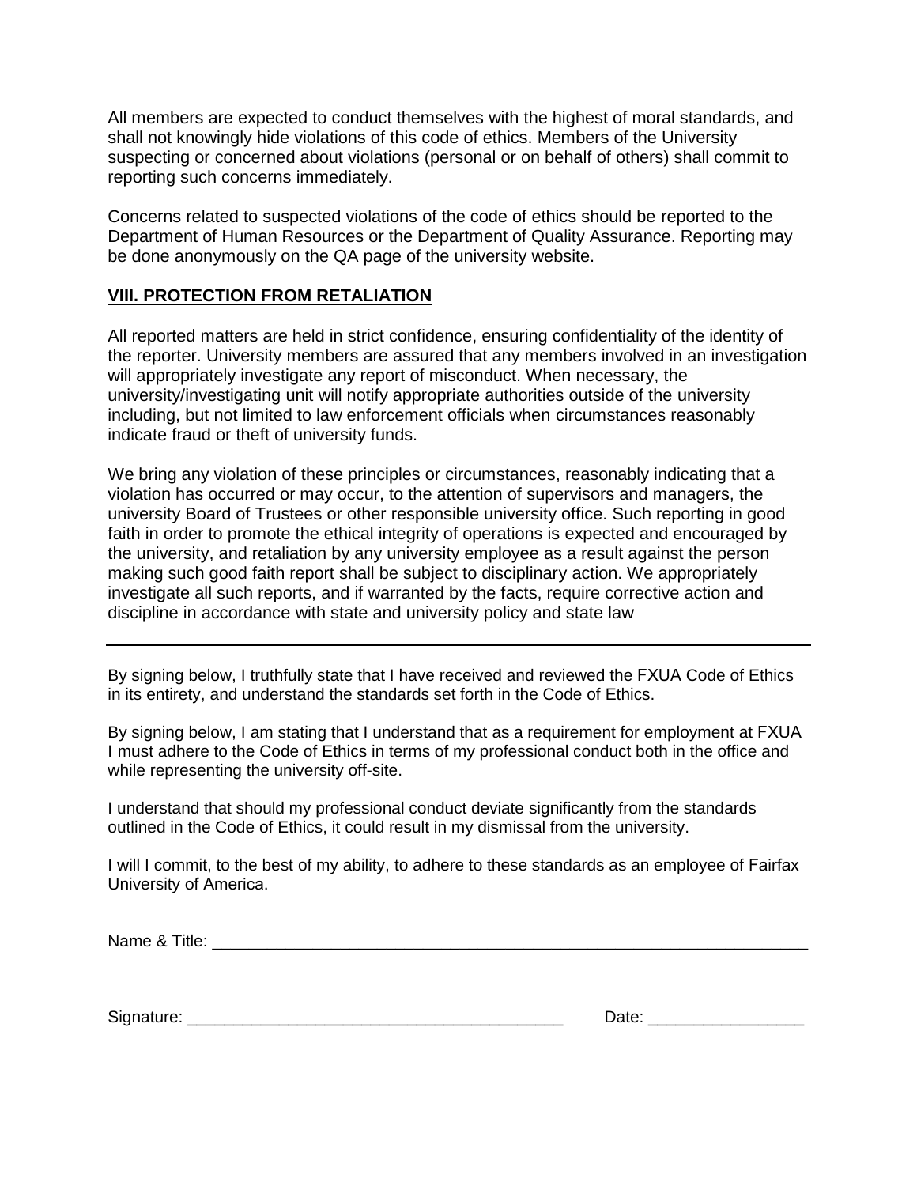All members are expected to conduct themselves with the highest of moral standards, and shall not knowingly hide violations of this code of ethics. Members of the University suspecting or concerned about violations (personal or on behalf of others) shall commit to reporting such concerns immediately.

Concerns related to suspected violations of the code of ethics should be reported to the Department of Human Resources or the Department of Quality Assurance. Reporting may be done anonymously on the QA page of the university website.

## VIII. PROTECTION FROM RETALIATION

All reported matters are held in strict confidence, ensuring confidentiality of the identity of the reporter. University members are assured that any members involved in an investigation will appropriately investigate any report of misconduct. When necessary, the university/investigating unit will notify appropriate authorities outside of the university including, but not limited to law enforcement officials when circumstances reasonably indicate fraud or theft of university funds.

We bring any violation of these principles or circumstances, reasonably indicating that a violation has occurred or may occur, to the attention of supervisors and managers, the university Board of Trustees or other responsible university office. Such reporting in good faith in order to promote the ethical integrity of operations is expected and encouraged by the university, and retaliation by any university employee as a result against the person making such good faith report shall be subject to disciplinary action. We appropriately investigate all such reports, and if warranted by the facts, require corrective action and discipline in accordance with state and university policy and state law

---

By signing below, I truthfully state that I have received and reviewed the FXUA Code of Ethics in its entirety, and understand the standards set forth in the Code of Ethics.

By signing below, I am stating that I understand that as a requirement for employment at FXUA I must adhere to the Code of Ethics in terms of my professional conduct both in the office and while representing the university off-site.

I understand that should my professional conduct deviate significantly from the standards outlined in the Code of Ethics, it could result in my dismissal from the university.

I will I commit, to the best of my ability, to adhere to these standards as an employee of Fairfax University of America.

Name & Title: ____________________________________________________________________

Signature: ________________________________________ Date: _________________